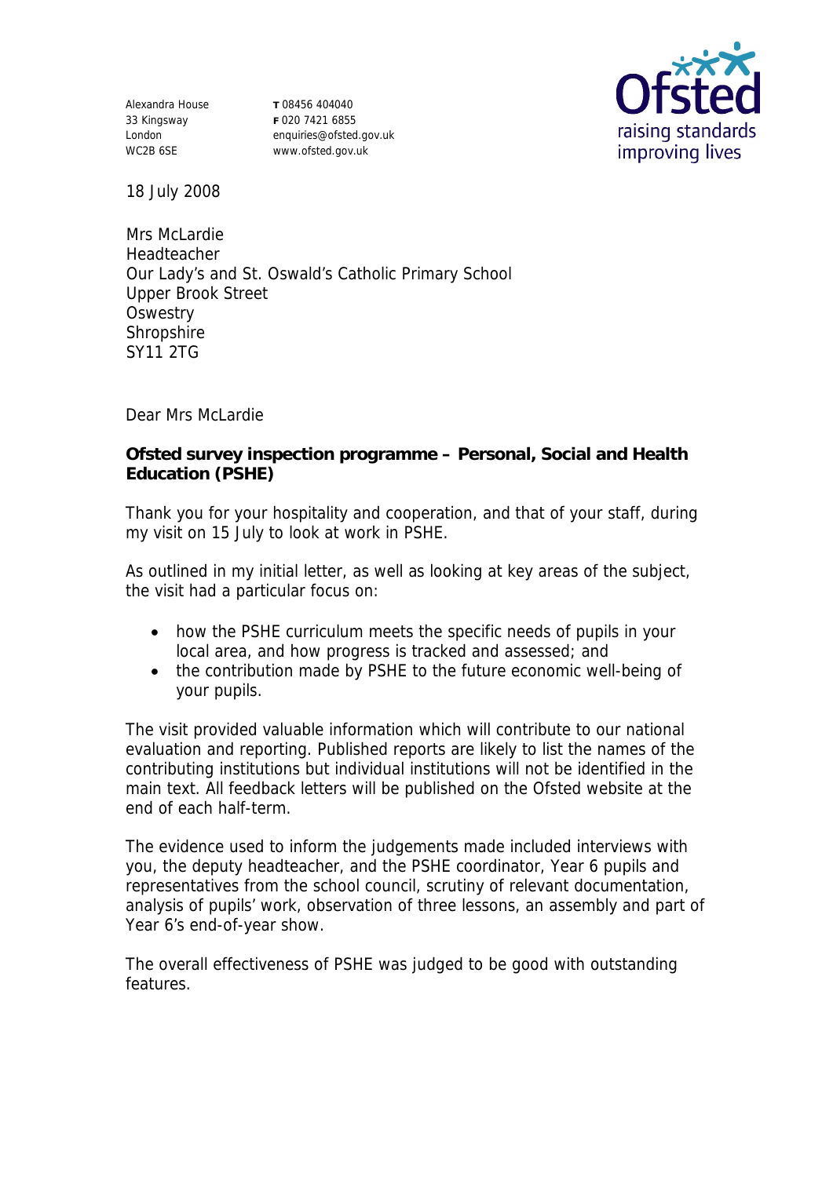Alexandra House
33 Kingsway
London
WC2B 6SE

T 08456 404040
F 020 7421 6855
enquiries@ofsted.gov.uk
www.ofsted.gov.uk

Ofsted
raising standards
improving lives

18 July 2008

Mrs McLardie
Headteacher
Our Lady's and St. Oswald's Catholic Primary School
Upper Brook Street
Oswestry
Shropshire
SY11 2TG

Dear Mrs McLardie

**Ofsted survey inspection programme – Personal, Social and Health Education (PSHE)**

Thank you for your hospitality and cooperation, and that of your staff, during my visit on 15 July to look at work in PSHE.

As outlined in my initial letter, as well as looking at key areas of the subject, the visit had a particular focus on:

- how the PSHE curriculum meets the specific needs of pupils in your local area, and how progress is tracked and assessed; and
- the contribution made by PSHE to the future economic well-being of your pupils.

The visit provided valuable information which will contribute to our national evaluation and reporting. Published reports are likely to list the names of the contributing institutions but individual institutions will not be identified in the main text. All feedback letters will be published on the Ofsted website at the end of each half-term.

The evidence used to inform the judgements made included interviews with you, the deputy headteacher, and the PSHE coordinator, Year 6 pupils and representatives from the school council, scrutiny of relevant documentation, analysis of pupils' work, observation of three lessons, an assembly and part of Year 6's end-of-year show.

The overall effectiveness of PSHE was judged to be good with outstanding features.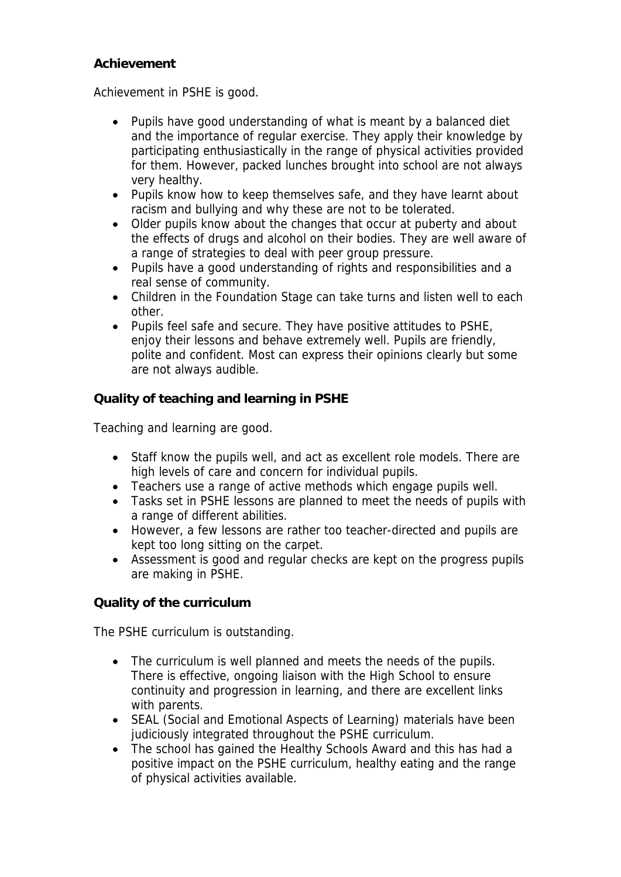**Achievement**

Achievement in PSHE is good.

- Pupils have good understanding of what is meant by a balanced diet and the importance of regular exercise. They apply their knowledge by participating enthusiastically in the range of physical activities provided for them. However, packed lunches brought into school are not always very healthy.
- Pupils know how to keep themselves safe, and they have learnt about racism and bullying and why these are not to be tolerated.
- Older pupils know about the changes that occur at puberty and about the effects of drugs and alcohol on their bodies. They are well aware of a range of strategies to deal with peer group pressure.
- Pupils have a good understanding of rights and responsibilities and a real sense of community.
- Children in the Foundation Stage can take turns and listen well to each other.
- Pupils feel safe and secure. They have positive attitudes to PSHE, enjoy their lessons and behave extremely well. Pupils are friendly, polite and confident. Most can express their opinions clearly but some are not always audible.

**Quality of teaching and learning in PSHE**

Teaching and learning are good.

- Staff know the pupils well, and act as excellent role models. There are high levels of care and concern for individual pupils.
- Teachers use a range of active methods which engage pupils well.
- Tasks set in PSHE lessons are planned to meet the needs of pupils with a range of different abilities.
- However, a few lessons are rather too teacher-directed and pupils are kept too long sitting on the carpet.
- Assessment is good and regular checks are kept on the progress pupils are making in PSHE.

**Quality of the curriculum**

The PSHE curriculum is outstanding.

- The curriculum is well planned and meets the needs of the pupils. There is effective, ongoing liaison with the High School to ensure continuity and progression in learning, and there are excellent links with parents.
- SEAL (Social and Emotional Aspects of Learning) materials have been judiciously integrated throughout the PSHE curriculum.
- The school has gained the Healthy Schools Award and this has had a positive impact on the PSHE curriculum, healthy eating and the range of physical activities available.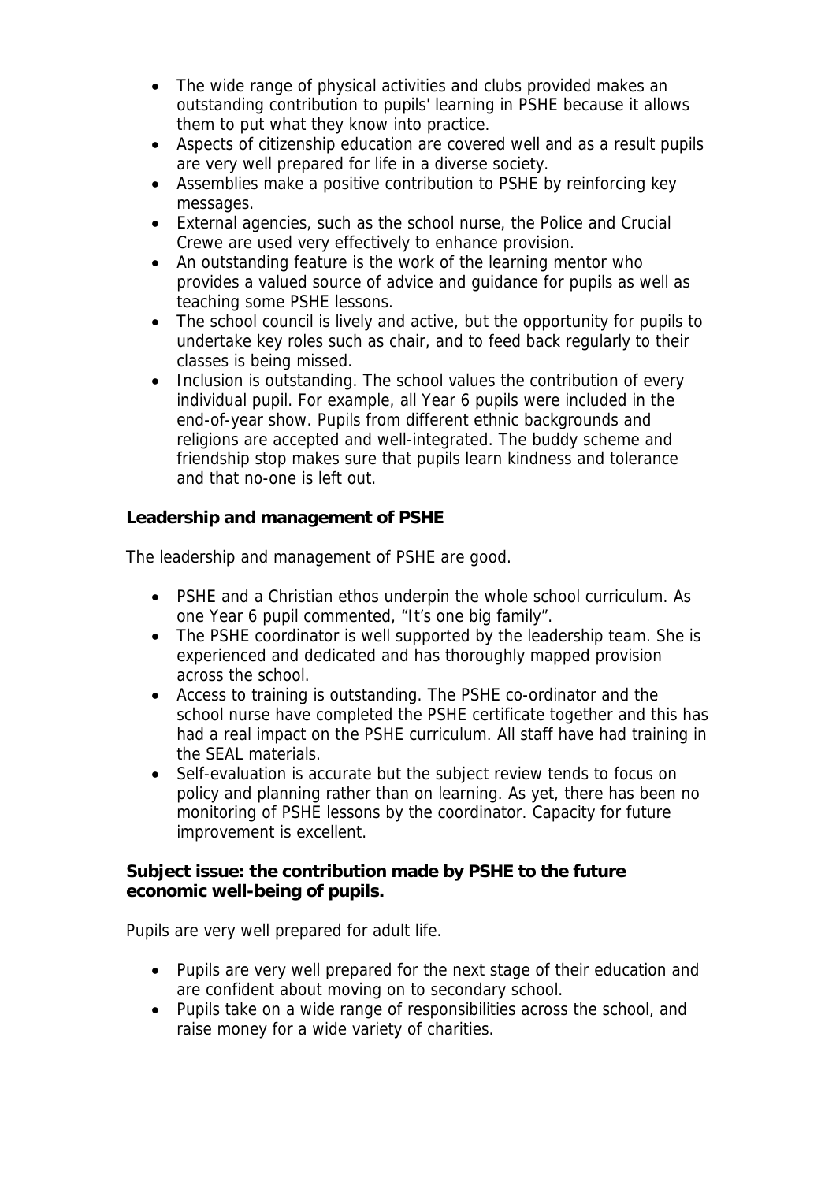- The wide range of physical activities and clubs provided makes an outstanding contribution to pupils' learning in PSHE because it allows them to put what they know into practice.
- Aspects of citizenship education are covered well and as a result pupils are very well prepared for life in a diverse society.
- Assemblies make a positive contribution to PSHE by reinforcing key messages.
- External agencies, such as the school nurse, the Police and Crucial Crewe are used very effectively to enhance provision.
- An outstanding feature is the work of the learning mentor who provides a valued source of advice and guidance for pupils as well as teaching some PSHE lessons.
- The school council is lively and active, but the opportunity for pupils to undertake key roles such as chair, and to feed back regularly to their classes is being missed.
- Inclusion is outstanding. The school values the contribution of every individual pupil. For example, all Year 6 pupils were included in the end-of-year show. Pupils from different ethnic backgrounds and religions are accepted and well-integrated. The buddy scheme and friendship stop makes sure that pupils learn kindness and tolerance and that no-one is left out.

**Leadership and management of PSHE**

The leadership and management of PSHE are good.

- PSHE and a Christian ethos underpin the whole school curriculum. As one Year 6 pupil commented, "It's one big family".
- The PSHE coordinator is well supported by the leadership team. She is experienced and dedicated and has thoroughly mapped provision across the school.
- Access to training is outstanding. The PSHE co-ordinator and the school nurse have completed the PSHE certificate together and this has had a real impact on the PSHE curriculum. All staff have had training in the SEAL materials.
- Self-evaluation is accurate but the subject review tends to focus on policy and planning rather than on learning. As yet, there has been no monitoring of PSHE lessons by the coordinator. Capacity for future improvement is excellent.

**Subject issue: the contribution made by PSHE to the future economic well-being of pupils.**

Pupils are very well prepared for adult life.

- Pupils are very well prepared for the next stage of their education and are confident about moving on to secondary school.
- Pupils take on a wide range of responsibilities across the school, and raise money for a wide variety of charities.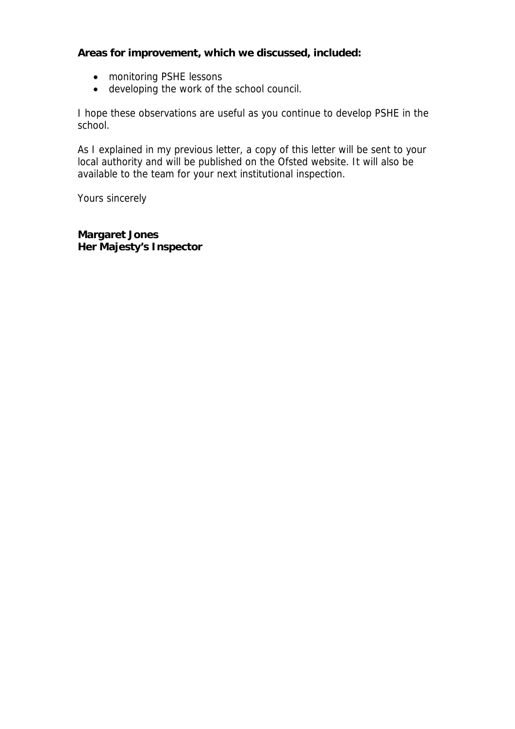**Areas for improvement, which we discussed, included:**

- monitoring PSHE lessons
- developing the work of the school council.

I hope these observations are useful as you continue to develop PSHE in the school.

As I explained in my previous letter, a copy of this letter will be sent to your local authority and will be published on the Ofsted website. It will also be available to the team for your next institutional inspection.

Yours sincerely

**Margaret Jones**
**Her Majesty's Inspector**